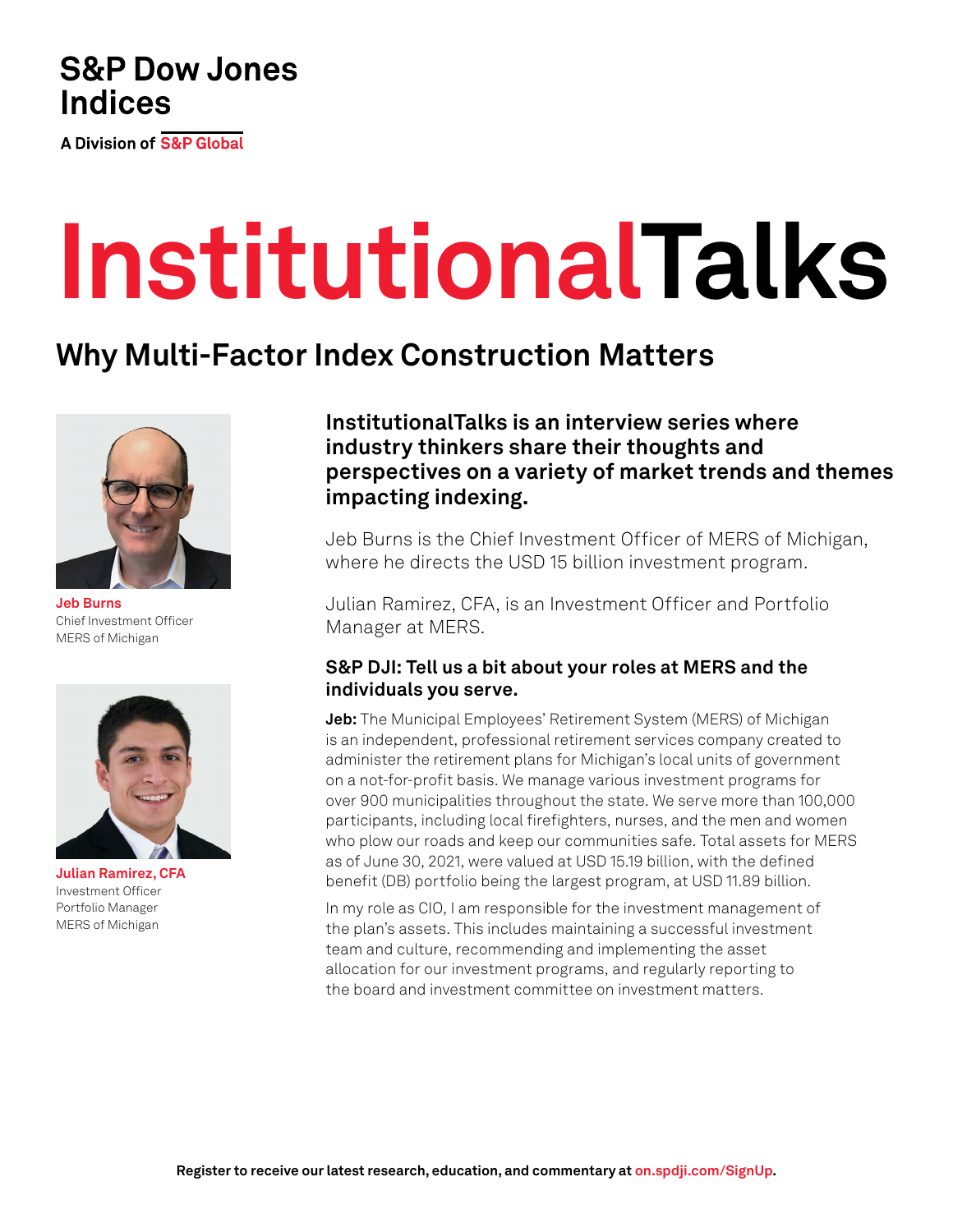S&P Dow Jones Indices

A Division of S&P Global

# InstitutionalTalks

## Why Multi-Factor Index Construction Matters

**Jeb Burns**
Chief Investment Officer
MERS of Michigan

**Julian Ramirez, CFA**
Investment Officer
Portfolio Manager
MERS of Michigan

**InstitutionalTalks is an interview series where industry thinkers share their thoughts and perspectives on a variety of market trends and themes impacting indexing.**

Jeb Burns is the Chief Investment Officer of MERS of Michigan, where he directs the USD 15 billion investment program.

Julian Ramirez, CFA, is an Investment Officer and Portfolio Manager at MERS.

### S&P DJI: Tell us a bit about your roles at MERS and the individuals you serve.

**Jeb:** The Municipal Employees' Retirement System (MERS) of Michigan is an independent, professional retirement services company created to administer the retirement plans for Michigan's local units of government on a not-for-profit basis. We manage various investment programs for over 900 municipalities throughout the state. We serve more than 100,000 participants, including local firefighters, nurses, and the men and women who plow our roads and keep our communities safe. Total assets for MERS as of June 30, 2021, were valued at USD 15.19 billion, with the defined benefit (DB) portfolio being the largest program, at USD 11.89 billion.

In my role as CIO, I am responsible for the investment management of the plan's assets. This includes maintaining a successful investment team and culture, recommending and implementing the asset allocation for our investment programs, and regularly reporting to the board and investment committee on investment matters.

Register to receive our latest research, education, and commentary at on.spdji.com/SignUp.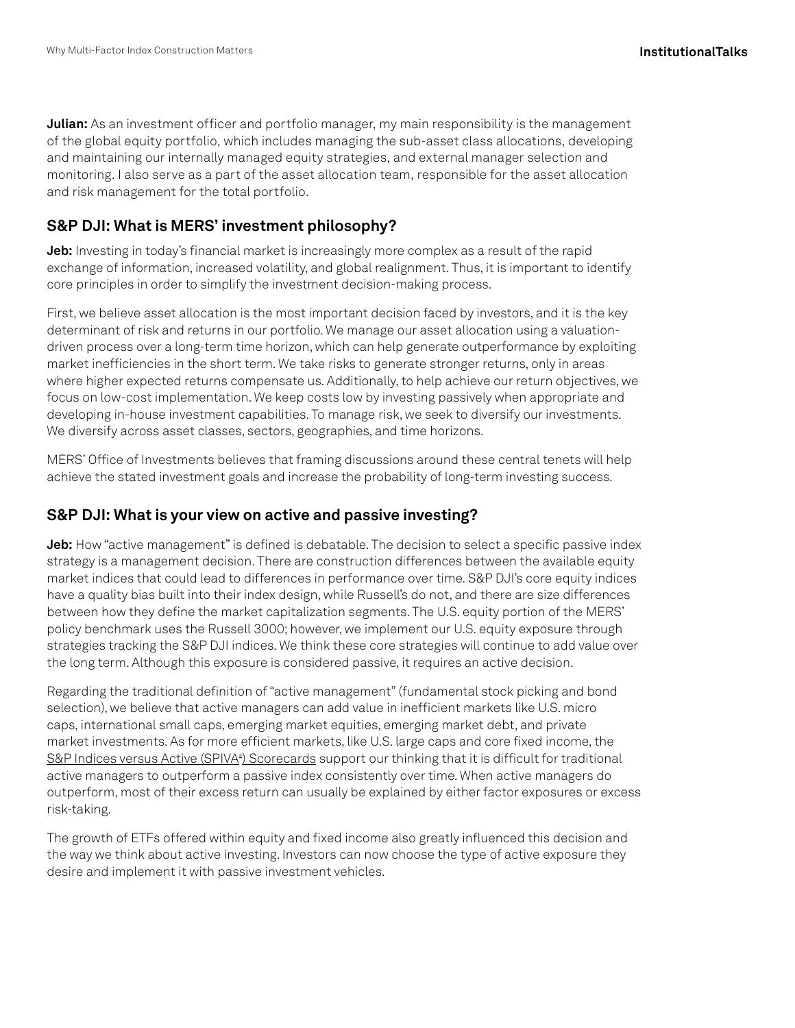**Julian:** As an investment officer and portfolio manager, my main responsibility is the management of the global equity portfolio, which includes managing the sub-asset class allocations, developing and maintaining our internally managed equity strategies, and external manager selection and monitoring. I also serve as a part of the asset allocation team, responsible for the asset allocation and risk management for the total portfolio.

## S&P DJI: What is MERS' investment philosophy?

**Jeb:** Investing in today's financial market is increasingly more complex as a result of the rapid exchange of information, increased volatility, and global realignment. Thus, it is important to identify core principles in order to simplify the investment decision-making process.

First, we believe asset allocation is the most important decision faced by investors, and it is the key determinant of risk and returns in our portfolio. We manage our asset allocation using a valuation-driven process over a long-term time horizon, which can help generate outperformance by exploiting market inefficiencies in the short term. We take risks to generate stronger returns, only in areas where higher expected returns compensate us. Additionally, to help achieve our return objectives, we focus on low-cost implementation. We keep costs low by investing passively when appropriate and developing in-house investment capabilities. To manage risk, we seek to diversify our investments. We diversify across asset classes, sectors, geographies, and time horizons.

MERS' Office of Investments believes that framing discussions around these central tenets will help achieve the stated investment goals and increase the probability of long-term investing success.

## S&P DJI: What is your view on active and passive investing?

**Jeb:** How "active management" is defined is debatable. The decision to select a specific passive index strategy is a management decision. There are construction differences between the available equity market indices that could lead to differences in performance over time. S&P DJI's core equity indices have a quality bias built into their index design, while Russell's do not, and there are size differences between how they define the market capitalization segments. The U.S. equity portion of the MERS' policy benchmark uses the Russell 3000; however, we implement our U.S. equity exposure through strategies tracking the S&P DJI indices. We think these core strategies will continue to add value over the long term. Although this exposure is considered passive, it requires an active decision.

Regarding the traditional definition of "active management" (fundamental stock picking and bond selection), we believe that active managers can add value in inefficient markets like U.S. micro caps, international small caps, emerging market equities, emerging market debt, and private market investments. As for more efficient markets, like U.S. large caps and core fixed income, the S&P Indices versus Active (SPIVA®) Scorecards support our thinking that it is difficult for traditional active managers to outperform a passive index consistently over time. When active managers do outperform, most of their excess return can usually be explained by either factor exposures or excess risk-taking.

The growth of ETFs offered within equity and fixed income also greatly influenced this decision and the way we think about active investing. Investors can now choose the type of active exposure they desire and implement it with passive investment vehicles.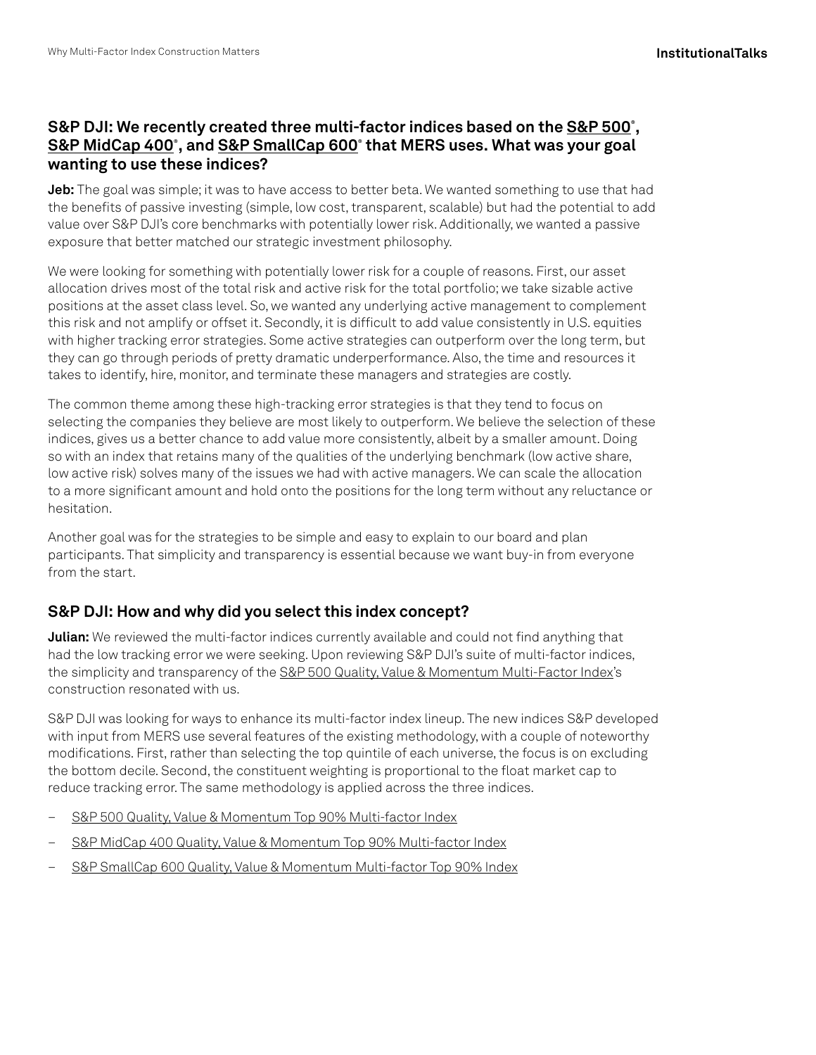### S&P DJI: We recently created three multi-factor indices based on the S&P 500®, S&P MidCap 400®, and S&P SmallCap 600® that MERS uses. What was your goal wanting to use these indices?

**Jeb:** The goal was simple; it was to have access to better beta. We wanted something to use that had the benefits of passive investing (simple, low cost, transparent, scalable) but had the potential to add value over S&P DJI's core benchmarks with potentially lower risk. Additionally, we wanted a passive exposure that better matched our strategic investment philosophy.

We were looking for something with potentially lower risk for a couple of reasons. First, our asset allocation drives most of the total risk and active risk for the total portfolio; we take sizable active positions at the asset class level. So, we wanted any underlying active management to complement this risk and not amplify or offset it. Secondly, it is difficult to add value consistently in U.S. equities with higher tracking error strategies. Some active strategies can outperform over the long term, but they can go through periods of pretty dramatic underperformance. Also, the time and resources it takes to identify, hire, monitor, and terminate these managers and strategies are costly.

The common theme among these high-tracking error strategies is that they tend to focus on selecting the companies they believe are most likely to outperform. We believe the selection of these indices, gives us a better chance to add value more consistently, albeit by a smaller amount. Doing so with an index that retains many of the qualities of the underlying benchmark (low active share, low active risk) solves many of the issues we had with active managers. We can scale the allocation to a more significant amount and hold onto the positions for the long term without any reluctance or hesitation.

Another goal was for the strategies to be simple and easy to explain to our board and plan participants. That simplicity and transparency is essential because we want buy-in from everyone from the start.

### S&P DJI: How and why did you select this index concept?

**Julian:** We reviewed the multi-factor indices currently available and could not find anything that had the low tracking error we were seeking. Upon reviewing S&P DJI's suite of multi-factor indices, the simplicity and transparency of the S&P 500 Quality, Value & Momentum Multi-Factor Index's construction resonated with us.

S&P DJI was looking for ways to enhance its multi-factor index lineup. The new indices S&P developed with input from MERS use several features of the existing methodology, with a couple of noteworthy modifications. First, rather than selecting the top quintile of each universe, the focus is on excluding the bottom decile. Second, the constituent weighting is proportional to the float market cap to reduce tracking error. The same methodology is applied across the three indices.

- S&P 500 Quality, Value & Momentum Top 90% Multi-factor Index
- S&P MidCap 400 Quality, Value & Momentum Top 90% Multi-factor Index
- S&P SmallCap 600 Quality, Value & Momentum Multi-factor Top 90% Index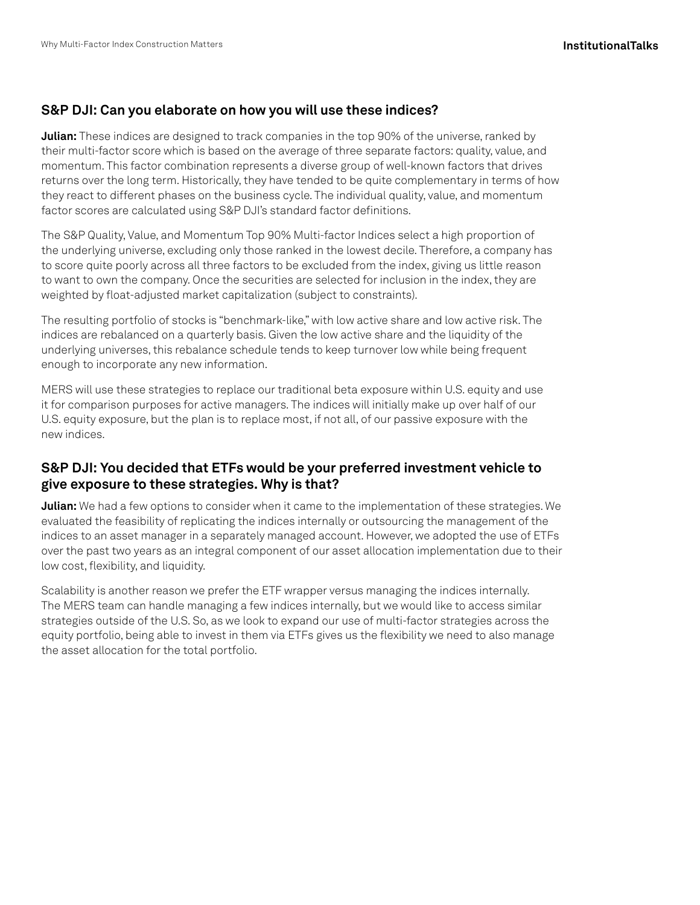## S&P DJI: Can you elaborate on how you will use these indices?

**Julian:** These indices are designed to track companies in the top 90% of the universe, ranked by their multi-factor score which is based on the average of three separate factors: quality, value, and momentum. This factor combination represents a diverse group of well-known factors that drives returns over the long term. Historically, they have tended to be quite complementary in terms of how they react to different phases on the business cycle. The individual quality, value, and momentum factor scores are calculated using S&P DJI's standard factor definitions.

The S&P Quality, Value, and Momentum Top 90% Multi-factor Indices select a high proportion of the underlying universe, excluding only those ranked in the lowest decile. Therefore, a company has to score quite poorly across all three factors to be excluded from the index, giving us little reason to want to own the company. Once the securities are selected for inclusion in the index, they are weighted by float-adjusted market capitalization (subject to constraints).

The resulting portfolio of stocks is "benchmark-like," with low active share and low active risk. The indices are rebalanced on a quarterly basis. Given the low active share and the liquidity of the underlying universes, this rebalance schedule tends to keep turnover low while being frequent enough to incorporate any new information.

MERS will use these strategies to replace our traditional beta exposure within U.S. equity and use it for comparison purposes for active managers. The indices will initially make up over half of our U.S. equity exposure, but the plan is to replace most, if not all, of our passive exposure with the new indices.

## S&P DJI: You decided that ETFs would be your preferred investment vehicle to give exposure to these strategies. Why is that?

**Julian:** We had a few options to consider when it came to the implementation of these strategies. We evaluated the feasibility of replicating the indices internally or outsourcing the management of the indices to an asset manager in a separately managed account. However, we adopted the use of ETFs over the past two years as an integral component of our asset allocation implementation due to their low cost, flexibility, and liquidity.

Scalability is another reason we prefer the ETF wrapper versus managing the indices internally. The MERS team can handle managing a few indices internally, but we would like to access similar strategies outside of the U.S. So, as we look to expand our use of multi-factor strategies across the equity portfolio, being able to invest in them via ETFs gives us the flexibility we need to also manage the asset allocation for the total portfolio.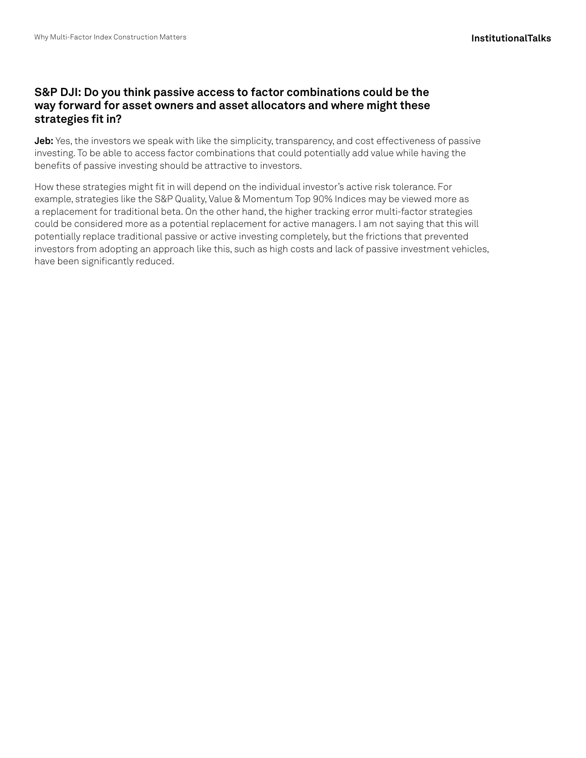### S&P DJI: Do you think passive access to factor combinations could be the way forward for asset owners and asset allocators and where might these strategies fit in?

**Jeb:** Yes, the investors we speak with like the simplicity, transparency, and cost effectiveness of passive investing. To be able to access factor combinations that could potentially add value while having the benefits of passive investing should be attractive to investors.

How these strategies might fit in will depend on the individual investor's active risk tolerance. For example, strategies like the S&P Quality, Value & Momentum Top 90% Indices may be viewed more as a replacement for traditional beta. On the other hand, the higher tracking error multi-factor strategies could be considered more as a potential replacement for active managers. I am not saying that this will potentially replace traditional passive or active investing completely, but the frictions that prevented investors from adopting an approach like this, such as high costs and lack of passive investment vehicles, have been significantly reduced.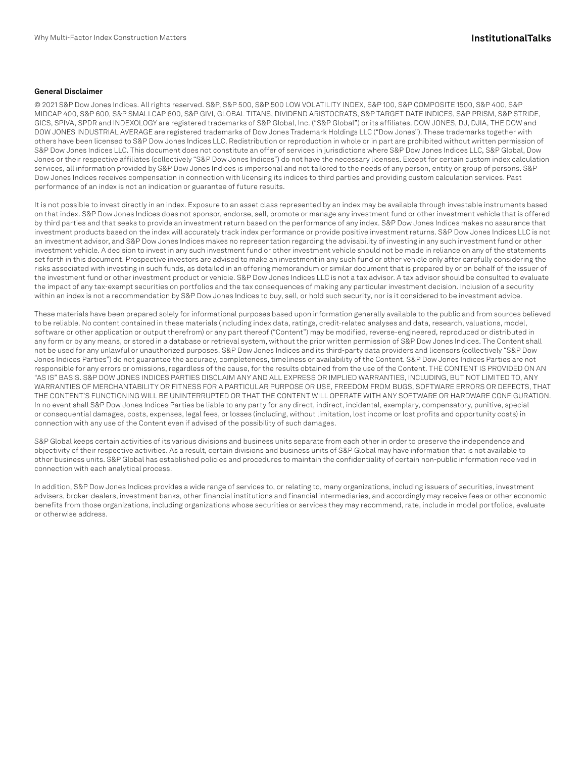**General Disclaimer**

© 2021 S&P Dow Jones Indices. All rights reserved. S&P, S&P 500, S&P 500 LOW VOLATILITY INDEX, S&P 100, S&P COMPOSITE 1500, S&P 400, S&P MIDCAP 400, S&P 600, S&P SMALLCAP 600, S&P GIVI, GLOBAL TITANS, DIVIDEND ARISTOCRATS, S&P TARGET DATE INDICES, S&P PRISM, S&P STRIDE, GICS, SPIVA, SPDR and INDEXOLOGY are registered trademarks of S&P Global, Inc. ("S&P Global") or its affiliates. DOW JONES, DJ, DJIA, THE DOW and DOW JONES INDUSTRIAL AVERAGE are registered trademarks of Dow Jones Trademark Holdings LLC ("Dow Jones"). These trademarks together with others have been licensed to S&P Dow Jones Indices LLC. Redistribution or reproduction in whole or in part are prohibited without written permission of S&P Dow Jones Indices LLC. This document does not constitute an offer of services in jurisdictions where S&P Dow Jones Indices LLC, S&P Global, Dow Jones or their respective affiliates (collectively "S&P Dow Jones Indices") do not have the necessary licenses. Except for certain custom index calculation services, all information provided by S&P Dow Jones Indices is impersonal and not tailored to the needs of any person, entity or group of persons. S&P Dow Jones Indices receives compensation in connection with licensing its indices to third parties and providing custom calculation services. Past performance of an index is not an indication or guarantee of future results.

It is not possible to invest directly in an index. Exposure to an asset class represented by an index may be available through investable instruments based on that index. S&P Dow Jones Indices does not sponsor, endorse, sell, promote or manage any investment fund or other investment vehicle that is offered by third parties and that seeks to provide an investment return based on the performance of any index. S&P Dow Jones Indices makes no assurance that investment products based on the index will accurately track index performance or provide positive investment returns. S&P Dow Jones Indices LLC is not an investment advisor, and S&P Dow Jones Indices makes no representation regarding the advisability of investing in any such investment fund or other investment vehicle. A decision to invest in any such investment fund or other investment vehicle should not be made in reliance on any of the statements set forth in this document. Prospective investors are advised to make an investment in any such fund or other vehicle only after carefully considering the risks associated with investing in such funds, as detailed in an offering memorandum or similar document that is prepared by or on behalf of the issuer of the investment fund or other investment product or vehicle. S&P Dow Jones Indices LLC is not a tax advisor. A tax advisor should be consulted to evaluate the impact of any tax-exempt securities on portfolios and the tax consequences of making any particular investment decision. Inclusion of a security within an index is not a recommendation by S&P Dow Jones Indices to buy, sell, or hold such security, nor is it considered to be investment advice.

These materials have been prepared solely for informational purposes based upon information generally available to the public and from sources believed to be reliable. No content contained in these materials (including index data, ratings, credit-related analyses and data, research, valuations, model, software or other application or output therefrom) or any part thereof ("Content") may be modified, reverse-engineered, reproduced or distributed in any form or by any means, or stored in a database or retrieval system, without the prior written permission of S&P Dow Jones Indices. The Content shall not be used for any unlawful or unauthorized purposes. S&P Dow Jones Indices and its third-party data providers and licensors (collectively "S&P Dow Jones Indices Parties") do not guarantee the accuracy, completeness, timeliness or availability of the Content. S&P Dow Jones Indices Parties are not responsible for any errors or omissions, regardless of the cause, for the results obtained from the use of the Content. THE CONTENT IS PROVIDED ON AN "AS IS" BASIS. S&P DOW JONES INDICES PARTIES DISCLAIM ANY AND ALL EXPRESS OR IMPLIED WARRANTIES, INCLUDING, BUT NOT LIMITED TO, ANY WARRANTIES OF MERCHANTABILITY OR FITNESS FOR A PARTICULAR PURPOSE OR USE, FREEDOM FROM BUGS, SOFTWARE ERRORS OR DEFECTS, THAT THE CONTENT'S FUNCTIONING WILL BE UNINTERRUPTED OR THAT THE CONTENT WILL OPERATE WITH ANY SOFTWARE OR HARDWARE CONFIGURATION. In no event shall S&P Dow Jones Indices Parties be liable to any party for any direct, indirect, incidental, exemplary, compensatory, punitive, special or consequential damages, costs, expenses, legal fees, or losses (including, without limitation, lost income or lost profits and opportunity costs) in connection with any use of the Content even if advised of the possibility of such damages.

S&P Global keeps certain activities of its various divisions and business units separate from each other in order to preserve the independence and objectivity of their respective activities. As a result, certain divisions and business units of S&P Global may have information that is not available to other business units. S&P Global has established policies and procedures to maintain the confidentiality of certain non-public information received in connection with each analytical process.

In addition, S&P Dow Jones Indices provides a wide range of services to, or relating to, many organizations, including issuers of securities, investment advisers, broker-dealers, investment banks, other financial institutions and financial intermediaries, and accordingly may receive fees or other economic benefits from those organizations, including organizations whose securities or services they may recommend, rate, include in model portfolios, evaluate or otherwise address.